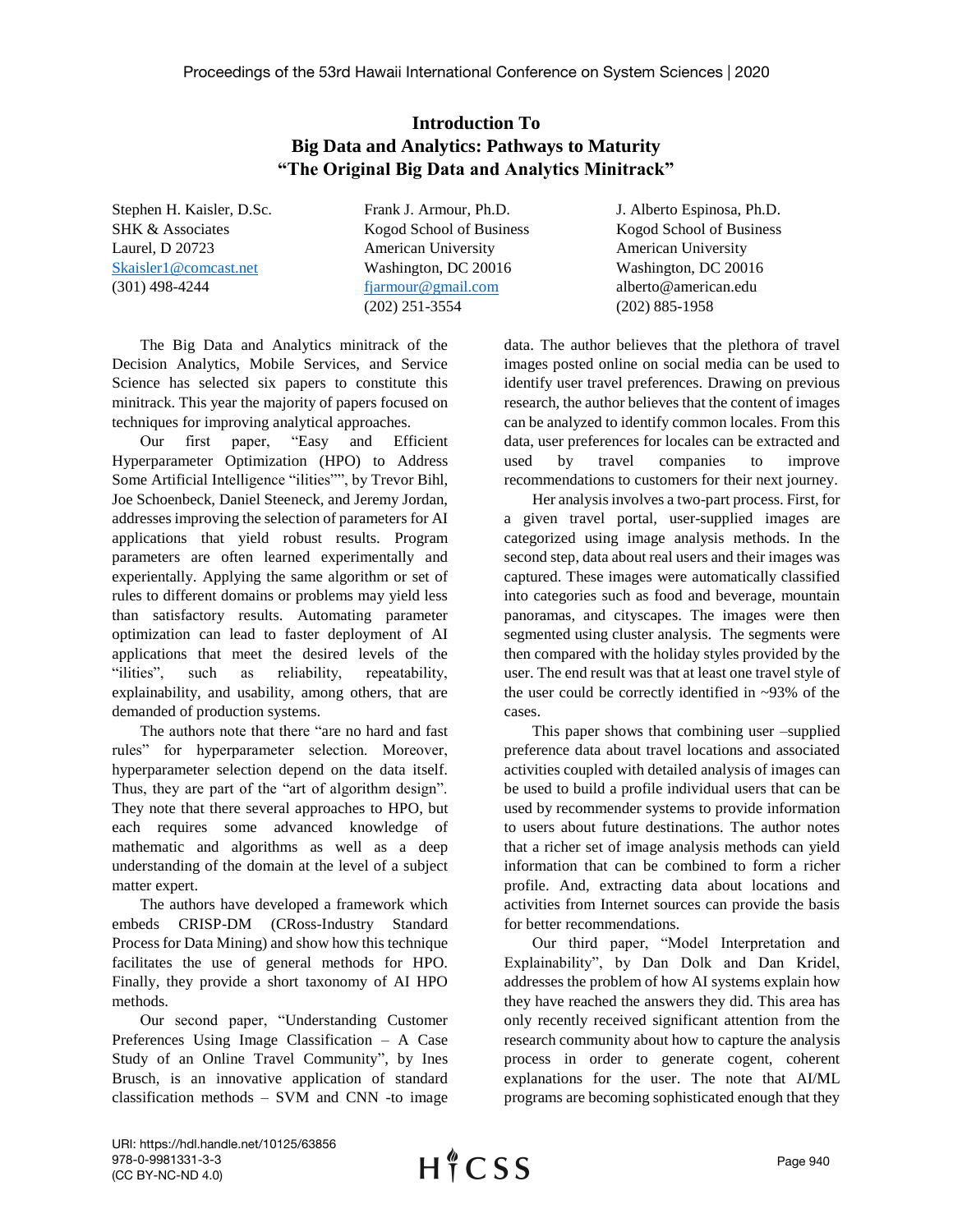# Introduction To Big Data and Analytics: Pathways to Maturity "The Original Big Data and Analytics Minitrack"

Stephen H. Kaisler, D.Sc.
SHK & Associates
Laurel, D 20723
Skaisler1@comcast.net
(301) 498-4244

Frank J. Armour, Ph.D.
Kogod School of Business
American University
Washington, DC 20016
fjarmour@gmail.com
(202) 251-3554

J. Alberto Espinosa, Ph.D.
Kogod School of Business
American University
Washington, DC 20016
alberto@american.edu
(202) 885-1958

The Big Data and Analytics minitrack of the Decision Analytics, Mobile Services, and Service Science has selected six papers to constitute this minitrack. This year the majority of papers focused on techniques for improving analytical approaches.

Our first paper, "Easy and Efficient Hyperparameter Optimization (HPO) to Address Some Artificial Intelligence "ilities"", by Trevor Bihl, Joe Schoenbeck, Daniel Steeneck, and Jeremy Jordan, addresses improving the selection of parameters for AI applications that yield robust results. Program parameters are often learned experimentally and experientally. Applying the same algorithm or set of rules to different domains or problems may yield less than satisfactory results. Automating parameter optimization can lead to faster deployment of AI applications that meet the desired levels of the "ilities", such as reliability, repeatability, explainability, and usability, among others, that are demanded of production systems.

The authors note that there "are no hard and fast rules" for hyperparameter selection. Moreover, hyperparameter selection depend on the data itself. Thus, they are part of the "art of algorithm design". They note that there several approaches to HPO, but each requires some advanced knowledge of mathematic and algorithms as well as a deep understanding of the domain at the level of a subject matter expert.

The authors have developed a framework which embeds CRISP-DM (CRoss-Industry Standard Process for Data Mining) and show how this technique facilitates the use of general methods for HPO. Finally, they provide a short taxonomy of AI HPO methods.

Our second paper, "Understanding Customer Preferences Using Image Classification – A Case Study of an Online Travel Community", by Ines Brusch, is an innovative application of standard classification methods – SVM and CNN -to image data. The author believes that the plethora of travel images posted online on social media can be used to identify user travel preferences. Drawing on previous research, the author believes that the content of images can be analyzed to identify common locales. From this data, user preferences for locales can be extracted and used by travel companies to improve recommendations to customers for their next journey.

Her analysis involves a two-part process. First, for a given travel portal, user-supplied images are categorized using image analysis methods. In the second step, data about real users and their images was captured. These images were automatically classified into categories such as food and beverage, mountain panoramas, and cityscapes. The images were then segmented using cluster analysis. The segments were then compared with the holiday styles provided by the user. The end result was that at least one travel style of the user could be correctly identified in ~93% of the cases.

This paper shows that combining user –supplied preference data about travel locations and associated activities coupled with detailed analysis of images can be used to build a profile individual users that can be used by recommender systems to provide information to users about future destinations. The author notes that a richer set of image analysis methods can yield information that can be combined to form a richer profile. And, extracting data about locations and activities from Internet sources can provide the basis for better recommendations.

Our third paper, "Model Interpretation and Explainability", by Dan Dolk and Dan Kridel, addresses the problem of how AI systems explain how they have reached the answers they did. This area has only recently received significant attention from the research community about how to capture the analysis process in order to generate cogent, coherent explanations for the user. The note that AI/ML programs are becoming sophisticated enough that they

URI: https://hdl.handle.net/10125/63856
978-0-9981331-3-3
(CC BY-NC-ND 4.0)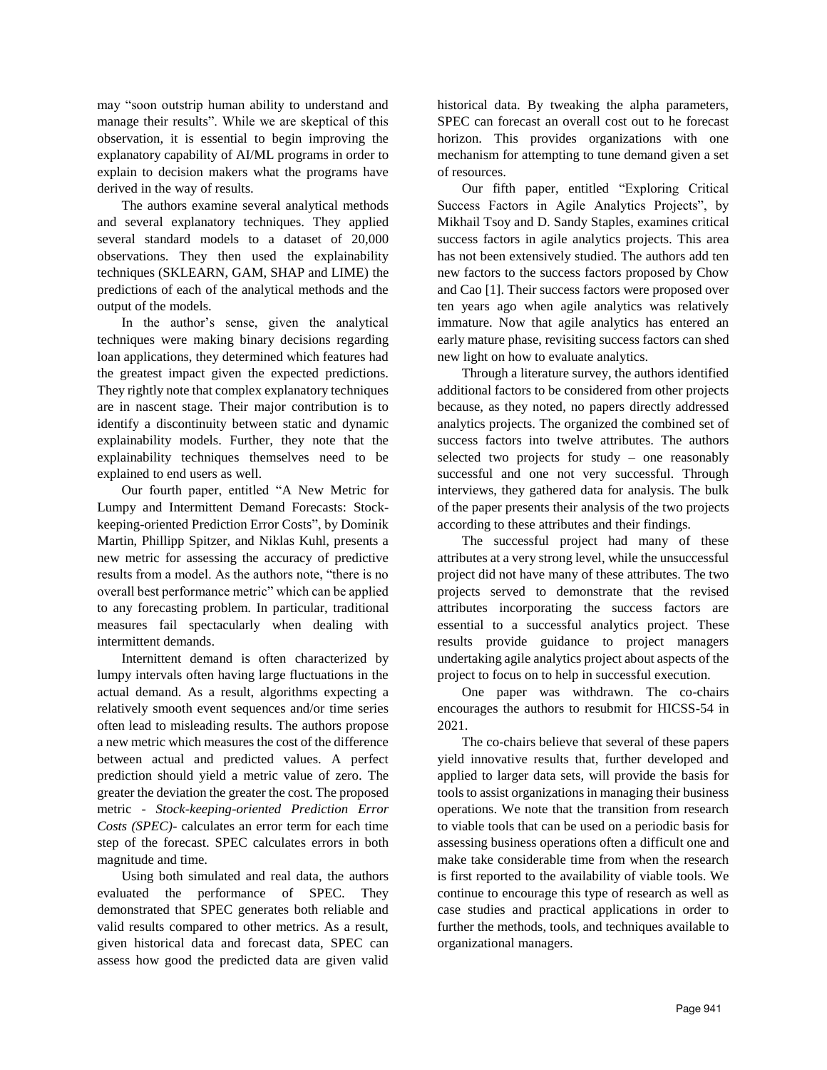may "soon outstrip human ability to understand and manage their results". While we are skeptical of this observation, it is essential to begin improving the explanatory capability of AI/ML programs in order to explain to decision makers what the programs have derived in the way of results.

The authors examine several analytical methods and several explanatory techniques. They applied several standard models to a dataset of 20,000 observations. They then used the explainability techniques (SKLEARN, GAM, SHAP and LIME) the predictions of each of the analytical methods and the output of the models.

In the author's sense, given the analytical techniques were making binary decisions regarding loan applications, they determined which features had the greatest impact given the expected predictions. They rightly note that complex explanatory techniques are in nascent stage. Their major contribution is to identify a discontinuity between static and dynamic explainability models. Further, they note that the explainability techniques themselves need to be explained to end users as well.

Our fourth paper, entitled "A New Metric for Lumpy and Intermittent Demand Forecasts: Stock-keeping-oriented Prediction Error Costs", by Dominik Martin, Phillipp Spitzer, and Niklas Kuhl, presents a new metric for assessing the accuracy of predictive results from a model. As the authors note, "there is no overall best performance metric" which can be applied to any forecasting problem. In particular, traditional measures fail spectacularly when dealing with intermittent demands.

Internittent demand is often characterized by lumpy intervals often having large fluctuations in the actual demand. As a result, algorithms expecting a relatively smooth event sequences and/or time series often lead to misleading results. The authors propose a new metric which measures the cost of the difference between actual and predicted values. A perfect prediction should yield a metric value of zero. The greater the deviation the greater the cost. The proposed metric - *Stock-keeping-oriented Prediction Error Costs (SPEC)*- calculates an error term for each time step of the forecast. SPEC calculates errors in both magnitude and time.

Using both simulated and real data, the authors evaluated the performance of SPEC. They demonstrated that SPEC generates both reliable and valid results compared to other metrics. As a result, given historical data and forecast data, SPEC can assess how good the predicted data are given valid historical data. By tweaking the alpha parameters, SPEC can forecast an overall cost out to he forecast horizon. This provides organizations with one mechanism for attempting to tune demand given a set of resources.

Our fifth paper, entitled "Exploring Critical Success Factors in Agile Analytics Projects", by Mikhail Tsoy and D. Sandy Staples, examines critical success factors in agile analytics projects. This area has not been extensively studied. The authors add ten new factors to the success factors proposed by Chow and Cao [1]. Their success factors were proposed over ten years ago when agile analytics was relatively immature. Now that agile analytics has entered an early mature phase, revisiting success factors can shed new light on how to evaluate analytics.

Through a literature survey, the authors identified additional factors to be considered from other projects because, as they noted, no papers directly addressed analytics projects. The organized the combined set of success factors into twelve attributes. The authors selected two projects for study – one reasonably successful and one not very successful. Through interviews, they gathered data for analysis. The bulk of the paper presents their analysis of the two projects according to these attributes and their findings.

The successful project had many of these attributes at a very strong level, while the unsuccessful project did not have many of these attributes. The two projects served to demonstrate that the revised attributes incorporating the success factors are essential to a successful analytics project. These results provide guidance to project managers undertaking agile analytics project about aspects of the project to focus on to help in successful execution.

One paper was withdrawn. The co-chairs encourages the authors to resubmit for HICSS-54 in 2021.

The co-chairs believe that several of these papers yield innovative results that, further developed and applied to larger data sets, will provide the basis for tools to assist organizations in managing their business operations. We note that the transition from research to viable tools that can be used on a periodic basis for assessing business operations often a difficult one and make take considerable time from when the research is first reported to the availability of viable tools. We continue to encourage this type of research as well as case studies and practical applications in order to further the methods, tools, and techniques available to organizational managers.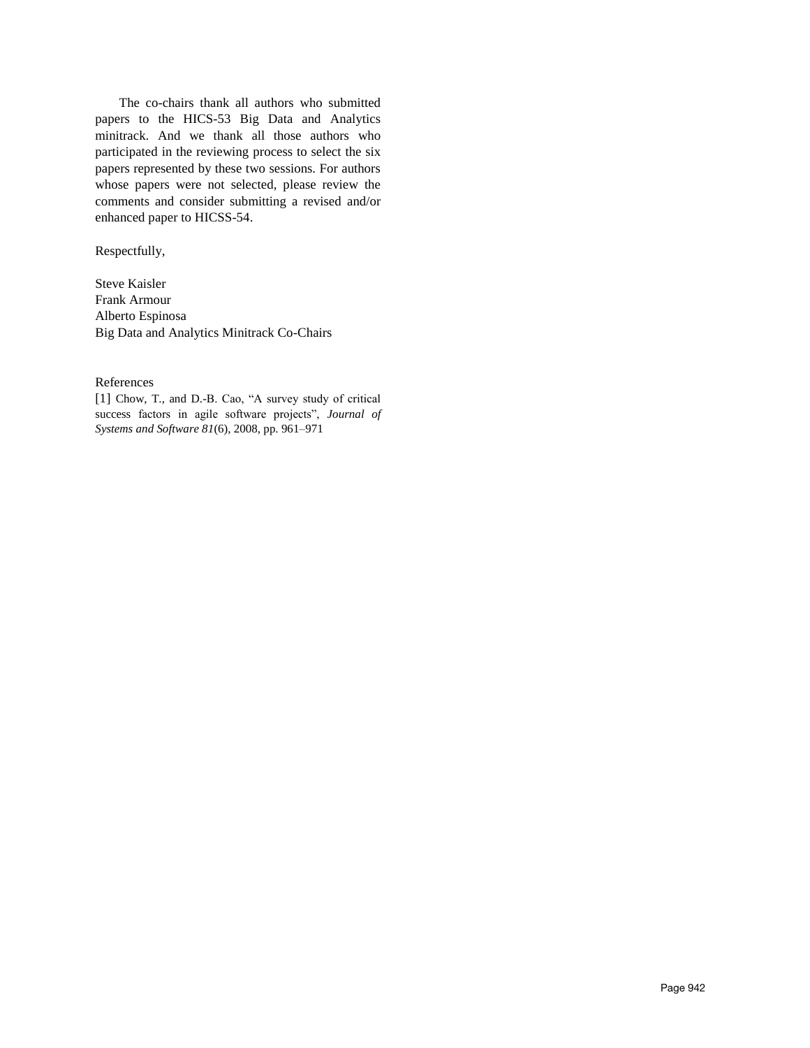The co-chairs thank all authors who submitted papers to the HICS-53 Big Data and Analytics minitrack. And we thank all those authors who participated in the reviewing process to select the six papers represented by these two sessions. For authors whose papers were not selected, please review the comments and consider submitting a revised and/or enhanced paper to HICSS-54.

Respectfully,

Steve Kaisler
Frank Armour
Alberto Espinosa
Big Data and Analytics Minitrack Co-Chairs

References

[1] Chow, T., and D.-B. Cao, "A survey study of critical success factors in agile software projects", *Journal of Systems and Software 81*(6), 2008, pp. 961–971